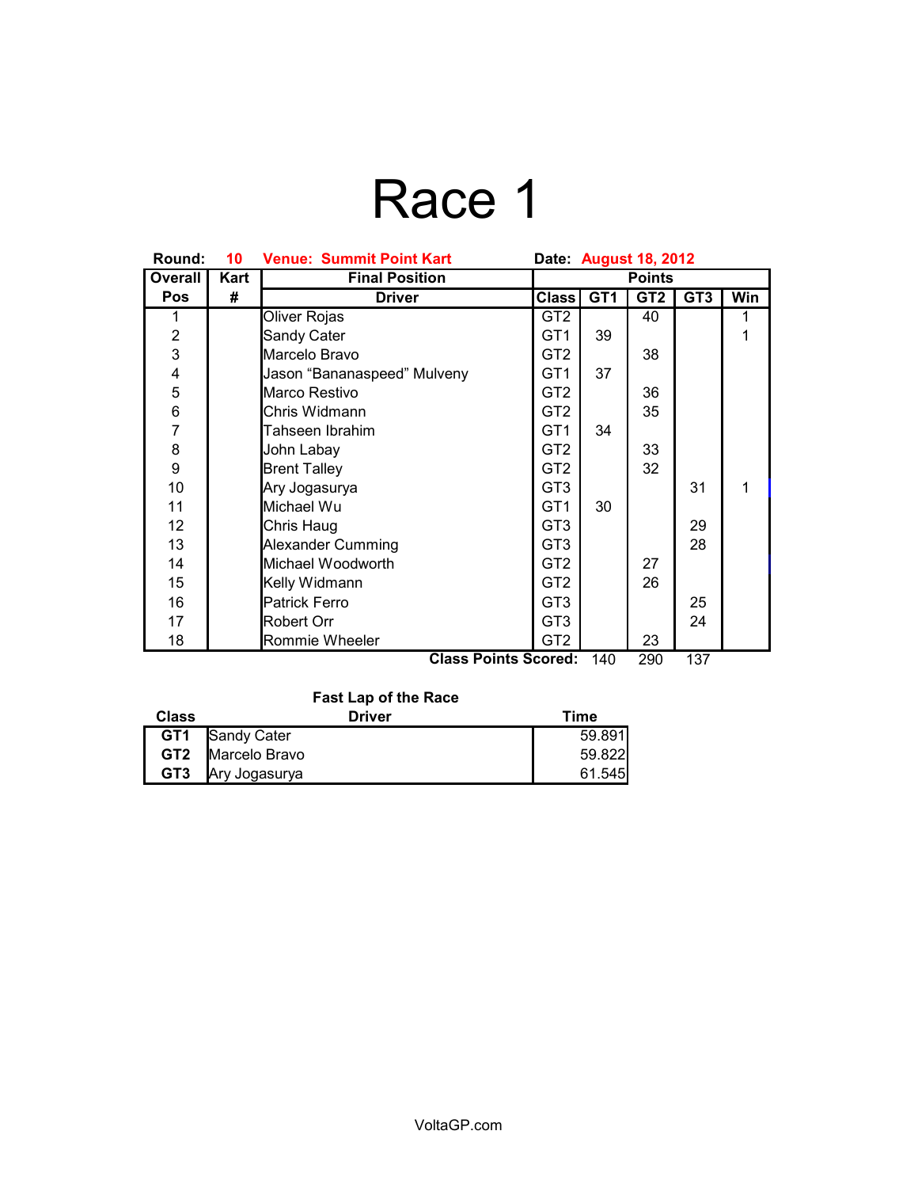# Race 1

**Round:** 10 **Venue: Summit Point Kart** **Date: August 18, 2012**

| Overall Pos | Kart # | Final Position Driver | Points Class | GT1 | GT2 | GT3 | Win |
|---|---|---|---|---|---|---|---|
| 1 | | Oliver Rojas | GT2 | | 40 | | 1 |
| 2 | | Sandy Cater | GT1 | 39 | | | 1 |
| 3 | | Marcelo Bravo | GT2 | | 38 | | |
| 4 | | Jason “Bananaspeed” Mulveny | GT1 | 37 | | | |
| 5 | | Marco Restivo | GT2 | | 36 | | |
| 6 | | Chris Widmann | GT2 | | 35 | | |
| 7 | | Tahseen Ibrahim | GT1 | 34 | | | |
| 8 | | John Labay | GT2 | | 33 | | |
| 9 | | Brent Talley | GT2 | | 32 | | |
| 10 | | Ary Jogasurya | GT3 | | | 31 | 1 |
| 11 | | Michael Wu | GT1 | 30 | | | |
| 12 | | Chris Haug | GT3 | | | 29 | |
| 13 | | Alexander Cumming | GT3 | | | 28 | |
| 14 | | Michael Woodworth | GT2 | | 27 | | |
| 15 | | Kelly Widmann | GT2 | | 26 | | |
| 16 | | Patrick Ferro | GT3 | | | 25 | |
| 17 | | Robert Orr | GT3 | | | 24 | |
| 18 | | Rommie Wheeler | GT2 | | 23 | | |
| | | | **Class Points Scored:** | 140 | 290 | 137 | |

**Fast Lap of the Race**

| Class | Driver | Time |
|---|---|---|
| **GT1** | Sandy Cater | 59.891 |
| **GT2** | Marcelo Bravo | 59.822 |
| **GT3** | Ary Jogasurya | 61.545 |

VoltaGP.com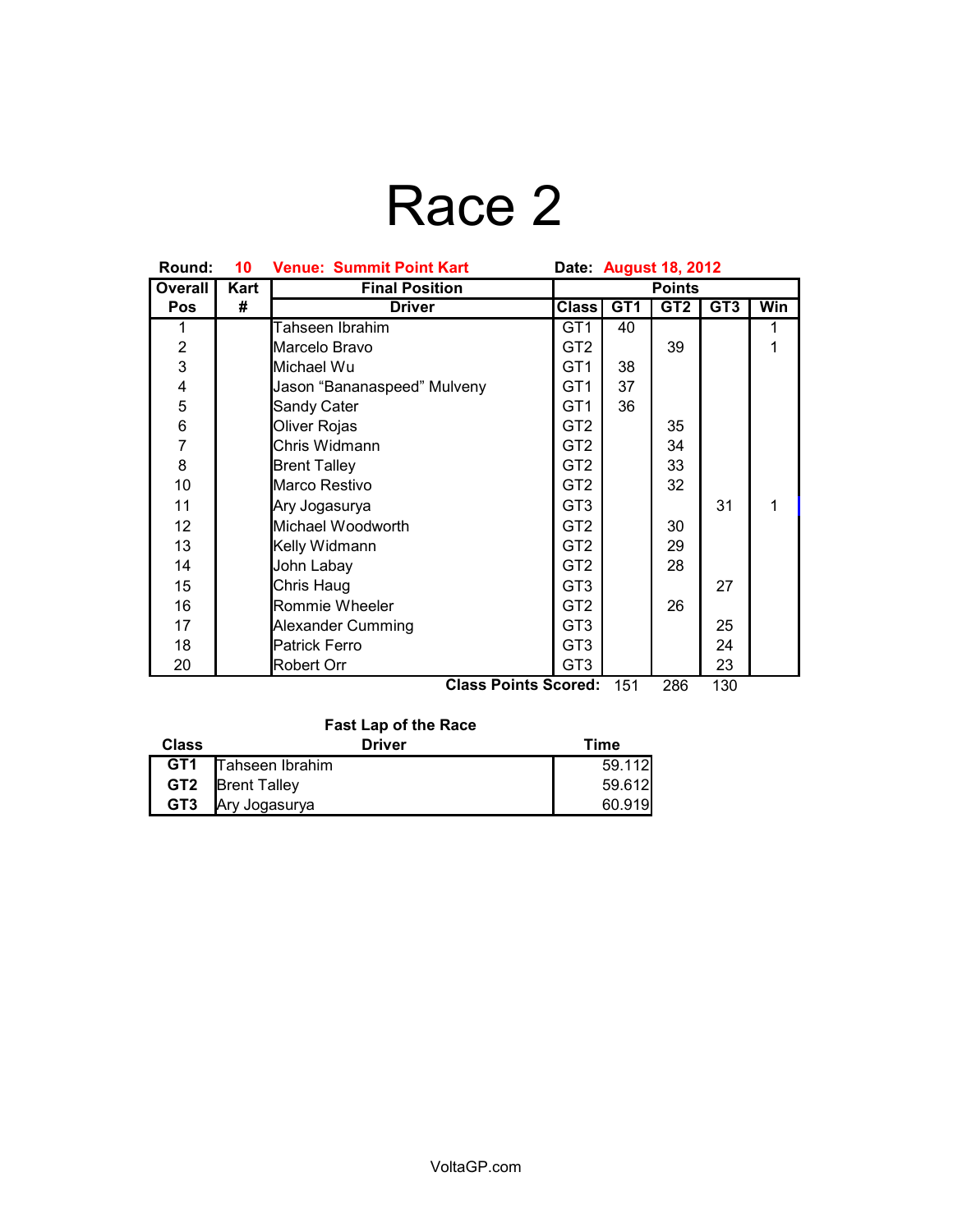# Race 2

**Round:** 10 **Venue: Summit Point Kart** **Date: August 18, 2012**

| Overall Pos | Kart # | Final Position Driver | Class | Points GT1 | GT2 | GT3 | Win |
|---|---|---|---|---|---|---|---|
| 1 | | Tahseen Ibrahim | GT1 | 40 | | | 1 |
| 2 | | Marcelo Bravo | GT2 | | 39 | | 1 |
| 3 | | Michael Wu | GT1 | 38 | | | |
| 4 | | Jason "Bananaspeed" Mulveny | GT1 | 37 | | | |
| 5 | | Sandy Cater | GT1 | 36 | | | |
| 6 | | Oliver Rojas | GT2 | | 35 | | |
| 7 | | Chris Widmann | GT2 | | 34 | | |
| 8 | | Brent Talley | GT2 | | 33 | | |
| 10 | | Marco Restivo | GT2 | | 32 | | |
| 11 | | Ary Jogasurya | GT3 | | | 31 | 1 |
| 12 | | Michael Woodworth | GT2 | | 30 | | |
| 13 | | Kelly Widmann | GT2 | | 29 | | |
| 14 | | John Labay | GT2 | | 28 | | |
| 15 | | Chris Haug | GT3 | | | 27 | |
| 16 | | Rommie Wheeler | GT2 | | 26 | | |
| 17 | | Alexander Cumming | GT3 | | | 25 | |
| 18 | | Patrick Ferro | GT3 | | | 24 | |
| 20 | | Robert Orr | GT3 | | | 23 | |
| | | **Class Points Scored:** | | 151 | 286 | 130 | |

**Fast Lap of the Race**

| Class | Driver | Time |
|---|---|---|
| **GT1** | Tahseen Ibrahim | 59.112 |
| **GT2** | Brent Talley | 59.612 |
| **GT3** | Ary Jogasurya | 60.919 |

VoltaGP.com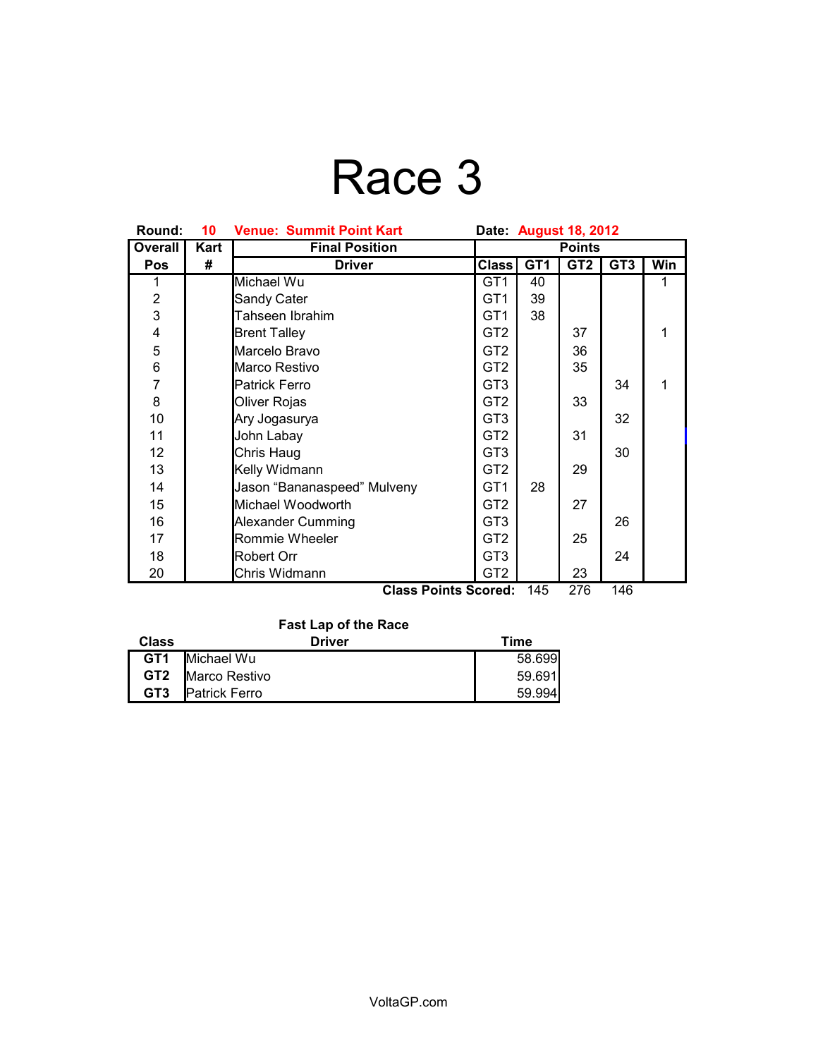# Race 3

**Round:** 10 **Venue: Summit Point Kart** **Date: August 18, 2012**

| Overall | Kart | Final Position | Points | | | | |
|---|---|---|---|---|---|---|---|
| Pos | # | Driver | Class | GT1 | GT2 | GT3 | Win |
| 1 | | Michael Wu | GT1 | 40 | | | 1 |
| 2 | | Sandy Cater | GT1 | 39 | | | |
| 3 | | Tahseen Ibrahim | GT1 | 38 | | | |
| 4 | | Brent Talley | GT2 | | 37 | | 1 |
| 5 | | Marcelo Bravo | GT2 | | 36 | | |
| 6 | | Marco Restivo | GT2 | | 35 | | |
| 7 | | Patrick Ferro | GT3 | | | 34 | 1 |
| 8 | | Oliver Rojas | GT2 | | 33 | | |
| 10 | | Ary Jogasurya | GT3 | | | 32 | |
| 11 | | John Labay | GT2 | | 31 | | |
| 12 | | Chris Haug | GT3 | | | 30 | |
| 13 | | Kelly Widmann | GT2 | | 29 | | |
| 14 | | Jason “Bananaspeed” Mulveny | GT1 | 28 | | | |
| 15 | | Michael Woodworth | GT2 | | 27 | | |
| 16 | | Alexander Cumming | GT3 | | | 26 | |
| 17 | | Rommie Wheeler | GT2 | | 25 | | |
| 18 | | Robert Orr | GT3 | | | 24 | |
| 20 | | Chris Widmann | GT2 | | 23 | | |
| | | | **Class Points Scored:** | 145 | 276 | 146 | |

**Fast Lap of the Race**

| Class | Driver | Time |
|---|---|---|
| **GT1** | Michael Wu | 58.699 |
| **GT2** | Marco Restivo | 59.691 |
| **GT3** | Patrick Ferro | 59.994 |

VoltaGP.com